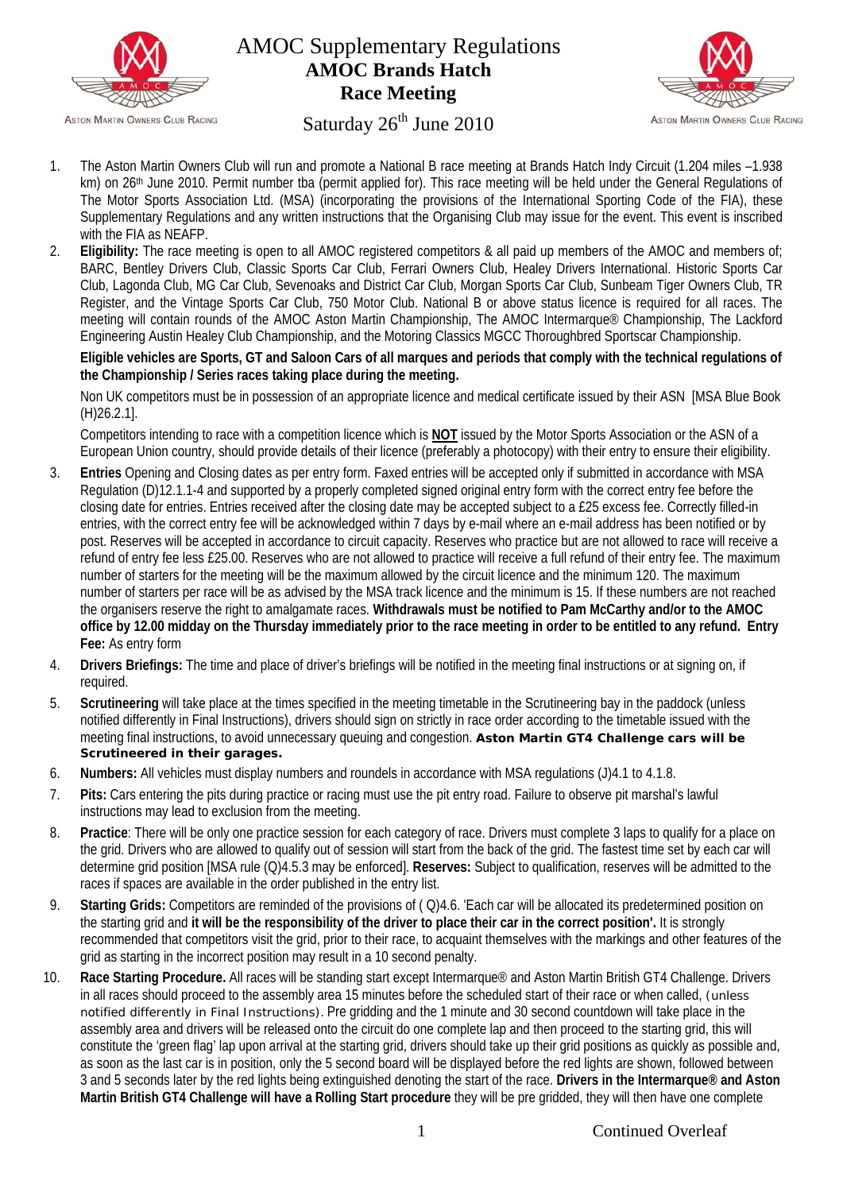# AMOC Supplementary Regulations
## AMOC Brands Hatch Race Meeting
### Saturday 26th June 2010

1. The Aston Martin Owners Club will run and promote a National B race meeting at Brands Hatch Indy Circuit (1.204 miles –1.938 km) on 26th June 2010. Permit number tba (permit applied for). This race meeting will be held under the General Regulations of The Motor Sports Association Ltd. (MSA) (incorporating the provisions of the International Sporting Code of the FIA), these Supplementary Regulations and any written instructions that the Organising Club may issue for the event. This event is inscribed with the FIA as NEAFP.

2. **Eligibility:** The race meeting is open to all AMOC registered competitors & all paid up members of the AMOC and members of; BARC, Bentley Drivers Club, Classic Sports Car Club, Ferrari Owners Club, Healey Drivers International. Historic Sports Car Club, Lagonda Club, MG Car Club, Sevenoaks and District Car Club, Morgan Sports Car Club, Sunbeam Tiger Owners Club, TR Register, and the Vintage Sports Car Club, 750 Motor Club. National B or above status licence is required for all races. The meeting will contain rounds of the AMOC Aston Martin Championship, The AMOC Intermarque® Championship, The Lackford Engineering Austin Healey Club Championship, and the Motoring Classics MGCC Thoroughbred Sportscar Championship.

   **Eligible vehicles are Sports, GT and Saloon Cars of all marques and periods that comply with the technical regulations of the Championship / Series races taking place during the meeting.**

   Non UK competitors must be in possession of an appropriate licence and medical certificate issued by their ASN [MSA Blue Book (H)26.2.1].

   Competitors intending to race with a competition licence which is **NOT** issued by the Motor Sports Association or the ASN of a European Union country, should provide details of their licence (preferably a photocopy) with their entry to ensure their eligibility.

3. **Entries** Opening and Closing dates as per entry form. Faxed entries will be accepted only if submitted in accordance with MSA Regulation (D)12.1.1-4 and supported by a properly completed signed original entry form with the correct entry fee before the closing date for entries. Entries received after the closing date may be accepted subject to a £25 excess fee. Correctly filled-in entries, with the correct entry fee will be acknowledged within 7 days by e-mail where an e-mail address has been notified or by post. Reserves will be accepted in accordance to circuit capacity. Reserves who practice but are not allowed to race will receive a refund of entry fee less £25.00. Reserves who are not allowed to practice will receive a full refund of their entry fee. The maximum number of starters for the meeting will be the maximum allowed by the circuit licence and the minimum 120. The maximum number of starters per race will be as advised by the MSA track licence and the minimum is 15. If these numbers are not reached the organisers reserve the right to amalgamate races. **Withdrawals must be notified to Pam McCarthy and/or to the AMOC office by 12.00 midday on the Thursday immediately prior to the race meeting in order to be entitled to any refund. Entry Fee:** As entry form

4. **Drivers Briefings:** The time and place of driver's briefings will be notified in the meeting final instructions or at signing on, if required.

5. **Scrutineering** will take place at the times specified in the meeting timetable in the Scrutineering bay in the paddock (unless notified differently in Final Instructions), drivers should sign on strictly in race order according to the timetable issued with the meeting final instructions, to avoid unnecessary queuing and congestion. **Aston Martin GT4 Challenge cars will be Scrutineered in their garages.**

6. **Numbers:** All vehicles must display numbers and roundels in accordance with MSA regulations (J)4.1 to 4.1.8.

7. **Pits:** Cars entering the pits during practice or racing must use the pit entry road. Failure to observe pit marshal's lawful instructions may lead to exclusion from the meeting.

8. **Practice**: There will be only one practice session for each category of race. Drivers must complete 3 laps to qualify for a place on the grid. Drivers who are allowed to qualify out of session will start from the back of the grid. The fastest time set by each car will determine grid position [MSA rule (Q)4.5.3 may be enforced]. **Reserves:** Subject to qualification, reserves will be admitted to the races if spaces are available in the order published in the entry list.

9. **Starting Grids:** Competitors are reminded of the provisions of ( Q)4.6. 'Each car will be allocated its predetermined position on the starting grid and **it will be the responsibility of the driver to place their car in the correct position'.** It is strongly recommended that competitors visit the grid, prior to their race, to acquaint themselves with the markings and other features of the grid as starting in the incorrect position may result in a 10 second penalty.

10. **Race Starting Procedure.** All races will be standing start except Intermarque® and Aston Martin British GT4 Challenge. Drivers in all races should proceed to the assembly area 15 minutes before the scheduled start of their race or when called, (unless notified differently in Final Instructions). Pre gridding and the 1 minute and 30 second countdown will take place in the assembly area and drivers will be released onto the circuit do one complete lap and then proceed to the starting grid, this will constitute the 'green flag' lap upon arrival at the starting grid, drivers should take up their grid positions as quickly as possible and, as soon as the last car is in position, only the 5 second board will be displayed before the red lights are shown, followed between 3 and 5 seconds later by the red lights being extinguished denoting the start of the race. **Drivers in the Intermarque® and Aston Martin British GT4 Challenge will have a Rolling Start procedure** they will be pre gridded, they will then have one complete

Continued Overleaf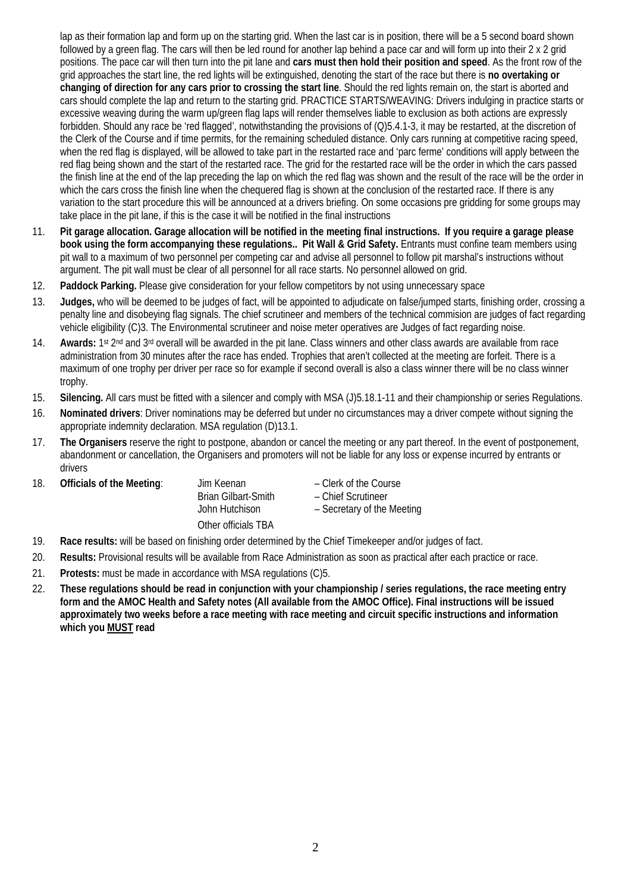lap as their formation lap and form up on the starting grid. When the last car is in position, there will be a 5 second board shown followed by a green flag. The cars will then be led round for another lap behind a pace car and will form up into their 2 x 2 grid positions. The pace car will then turn into the pit lane and **cars must then hold their position and speed**. As the front row of the grid approaches the start line, the red lights will be extinguished, denoting the start of the race but there is **no overtaking or changing of direction for any cars prior to crossing the start line**. Should the red lights remain on, the start is aborted and cars should complete the lap and return to the starting grid. PRACTICE STARTS/WEAVING: Drivers indulging in practice starts or excessive weaving during the warm up/green flag laps will render themselves liable to exclusion as both actions are expressly forbidden. Should any race be 'red flagged', notwithstanding the provisions of (Q)5.4.1-3, it may be restarted, at the discretion of the Clerk of the Course and if time permits, for the remaining scheduled distance. Only cars running at competitive racing speed, when the red flag is displayed, will be allowed to take part in the restarted race and 'parc ferme' conditions will apply between the red flag being shown and the start of the restarted race. The grid for the restarted race will be the order in which the cars passed the finish line at the end of the lap preceding the lap on which the red flag was shown and the result of the race will be the order in which the cars cross the finish line when the chequered flag is shown at the conclusion of the restarted race. If there is any variation to the start procedure this will be announced at a drivers briefing. On some occasions pre gridding for some groups may take place in the pit lane, if this is the case it will be notified in the final instructions

11. **Pit garage allocation. Garage allocation will be notified in the meeting final instructions. If you require a garage please book using the form accompanying these regulations.. Pit Wall & Grid Safety.** Entrants must confine team members using pit wall to a maximum of two personnel per competing car and advise all personnel to follow pit marshal's instructions without argument. The pit wall must be clear of all personnel for all race starts. No personnel allowed on grid.
12. **Paddock Parking.** Please give consideration for your fellow competitors by not using unnecessary space
13. **Judges,** who will be deemed to be judges of fact, will be appointed to adjudicate on false/jumped starts, finishing order, crossing a penalty line and disobeying flag signals. The chief scrutineer and members of the technical commision are judges of fact regarding vehicle eligibility (C)3. The Environmental scrutineer and noise meter operatives are Judges of fact regarding noise.
14. **Awards:** 1st 2nd and 3rd overall will be awarded in the pit lane. Class winners and other class awards are available from race administration from 30 minutes after the race has ended. Trophies that aren't collected at the meeting are forfeit. There is a maximum of one trophy per driver per race so for example if second overall is also a class winner there will be no class winner trophy.
15. **Silencing.** All cars must be fitted with a silencer and comply with MSA (J)5.18.1-11 and their championship or series Regulations.
16. **Nominated drivers**: Driver nominations may be deferred but under no circumstances may a driver compete without signing the appropriate indemnity declaration. MSA regulation (D)13.1.
17. **The Organisers** reserve the right to postpone, abandon or cancel the meeting or any part thereof. In the event of postponement, abandonment or cancellation, the Organisers and promoters will not be liable for any loss or expense incurred by entrants or drivers
18. **Officials of the Meeting**:

    Jim Keenan – Clerk of the Course
    Brian Gilbart-Smith – Chief Scrutineer
    John Hutchison – Secretary of the Meeting
    Other officials TBA

19. **Race results:** will be based on finishing order determined by the Chief Timekeeper and/or judges of fact.
20. **Results:** Provisional results will be available from Race Administration as soon as practical after each practice or race.
21. **Protests:** must be made in accordance with MSA regulations (C)5.
22. **These regulations should be read in conjunction with your championship / series regulations, the race meeting entry form and the AMOC Health and Safety notes (All available from the AMOC Office). Final instructions will be issued approximately two weeks before a race meeting with race meeting and circuit specific instructions and information which you MUST read**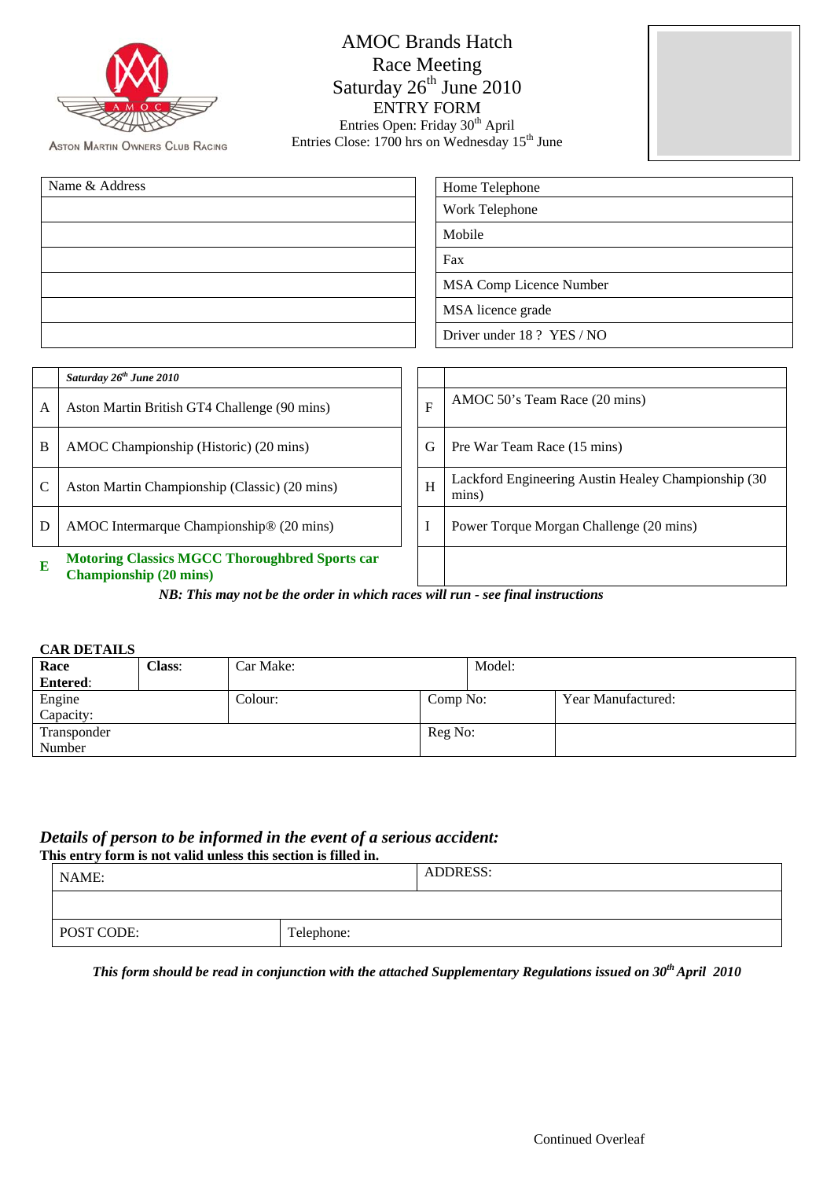ASTON MARTIN OWNERS CLUB RACING

# AMOC Brands Hatch Race Meeting
## Saturday 26th June 2010
### ENTRY FORM

Entries Open: Friday 30th April
Entries Close: 1700 hrs on Wednesday 15th June

| Name & Address | Home Telephone |
| --- | --- |
| | Work Telephone |
| | Mobile |
| | Fax |
| | MSA Comp Licence Number |
| | MSA licence grade |
| | Driver under 18 ? YES / NO |

| | *Saturday 26th June 2010* | | |
| --- | --- | --- | --- |
| A | Aston Martin British GT4 Challenge (90 mins) | F | AMOC 50's Team Race (20 mins) |
| B | AMOC Championship (Historic) (20 mins) | G | Pre War Team Race (15 mins) |
| C | Aston Martin Championship (Classic) (20 mins) | H | Lackford Engineering Austin Healey Championship (30 mins) |
| D | AMOC Intermarque Championship® (20 mins) | I | Power Torque Morgan Challenge (20 mins) |
| **E** | **Motoring Classics MGCC Thoroughbred Sports car Championship (20 mins)** | | |

***NB: This may not be the order in which races will run - see final instructions***

**CAR DETAILS**

| **Race Entered**: | **Class**: | Car Make: | | Model: | |
| --- | --- | --- | --- | --- | --- |
| Engine Capacity: | | Colour: | Comp No: | | Year Manufactured: |
| Transponder Number | | | Reg No: | | |

## *Details of person to be informed in the event of a serious accident:*

**This entry form is not valid unless this section is filled in.**

| NAME: | | ADDRESS: |
| --- | --- | --- |
| | | |
| POST CODE: | Telephone: | |

***This form should be read in conjunction with the attached Supplementary Regulations issued on 30th April 2010***

Continued Overleaf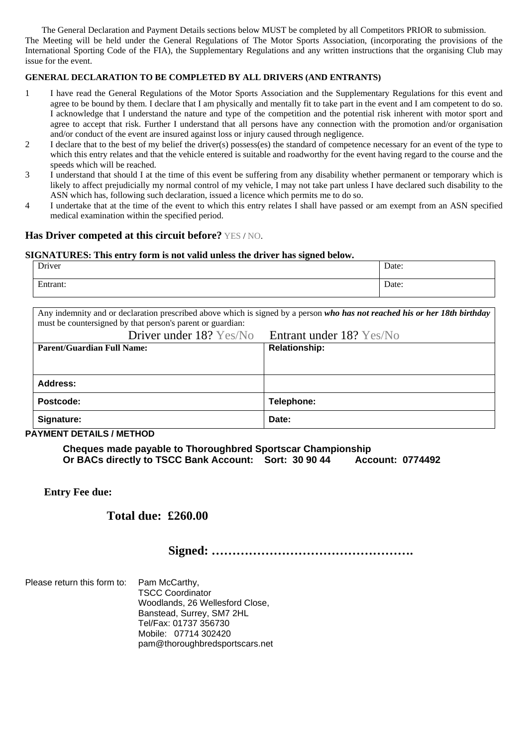The General Declaration and Payment Details sections below MUST be completed by all Competitors PRIOR to submission.
The Meeting will be held under the General Regulations of The Motor Sports Association, (incorporating the provisions of the International Sporting Code of the FIA), the Supplementary Regulations and any written instructions that the organising Club may issue for the event.

**GENERAL DECLARATION TO BE COMPLETED BY ALL DRIVERS (AND ENTRANTS)**

1. I have read the General Regulations of the Motor Sports Association and the Supplementary Regulations for this event and agree to be bound by them. I declare that I am physically and mentally fit to take part in the event and I am competent to do so. I acknowledge that I understand the nature and type of the competition and the potential risk inherent with motor sport and agree to accept that risk. Further I understand that all persons have any connection with the promotion and/or organisation and/or conduct of the event are insured against loss or injury caused through negligence.
2. I declare that to the best of my belief the driver(s) possess(es) the standard of competence necessary for an event of the type to which this entry relates and that the vehicle entered is suitable and roadworthy for the event having regard to the course and the speeds which will be reached.
3. I understand that should I at the time of this event be suffering from any disability whether permanent or temporary which is likely to affect prejudicially my normal control of my vehicle, I may not take part unless I have declared such disability to the ASN which has, following such declaration, issued a licence which permits me to do so.
4. I undertake that at the time of the event to which this entry relates I shall have passed or am exempt from an ASN specified medical examination within the specified period.

**Has Driver competed at this circuit before?** YES / NO.

**SIGNATURES: This entry form is not valid unless the driver has signed below.**

| | |
|---|---|
| Driver | Date: |
| Entrant: | Date: |

Any indemnity and or declaration prescribed above which is signed by a person ***who has not reached his or her 18th birthday*** must be countersigned by that person's parent or guardian:

Driver under 18? Yes/No     Entrant under 18? Yes/No

| | |
|---|---|
| **Parent/Guardian Full Name:** | **Relationship:** |
| **Address:** | |
| **Postcode:** | **Telephone:** |
| **Signature:** | **Date:** |

**PAYMENT DETAILS / METHOD**

**Cheques made payable to Thoroughbred Sportscar Championship**
**Or BACs directly to TSCC Bank Account: Sort: 30 90 44 Account: 0774492**

**Entry Fee due:**

**Total due: £260.00**

**Signed: ………………………………………….**

Please return this form to:
Pam McCarthy,
TSCC Coordinator
Woodlands, 26 Wellesford Close,
Banstead, Surrey, SM7 2HL
Tel/Fax: 01737 356730
Mobile: 07714 302420
pam@thoroughbredsportscars.net